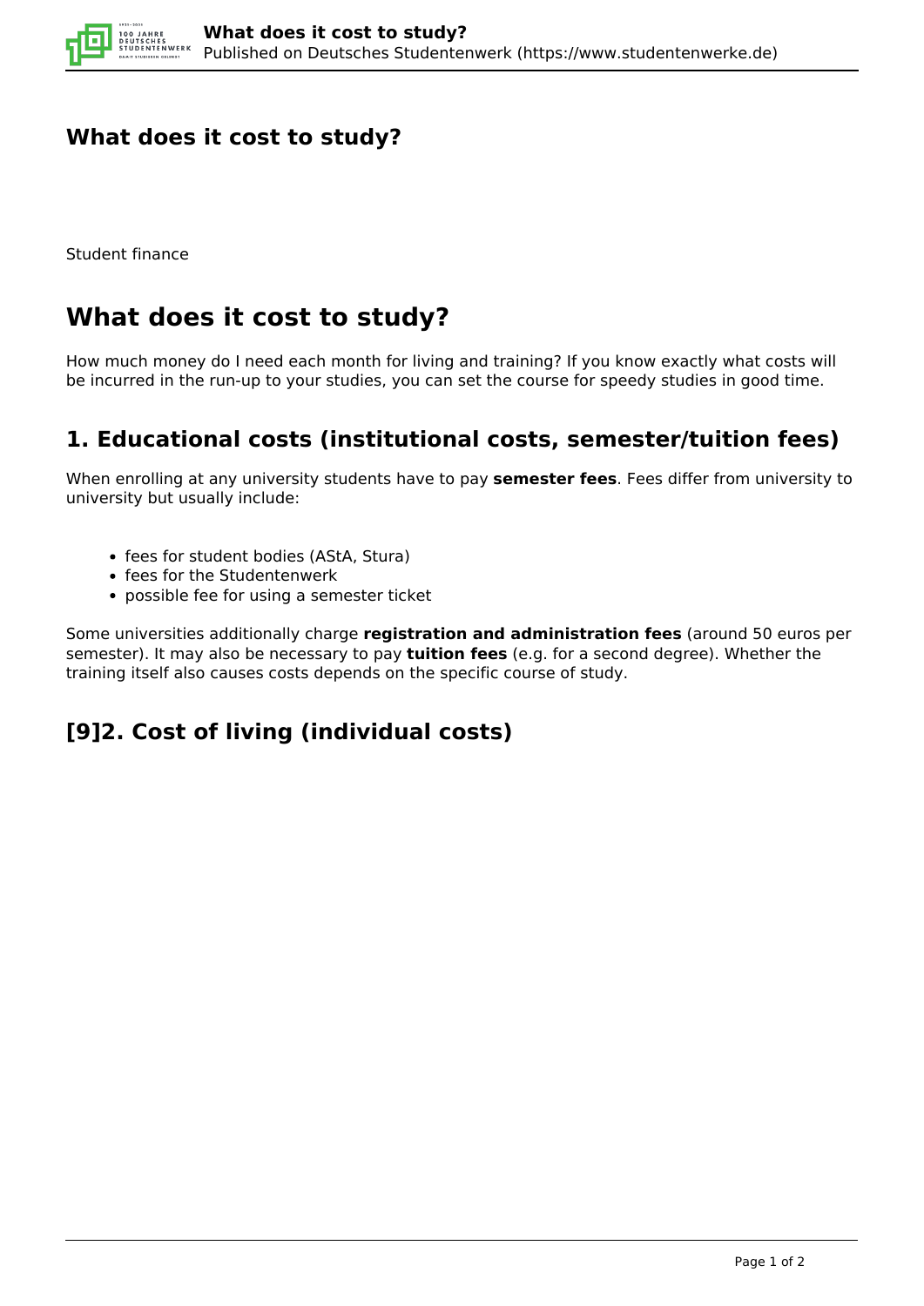# What does it cost to study?

Student finance

# What does it cost to study?

How much money do I need each month for living and training? If you know exactly what costs will be incurred in the run-up to your studies, you can set the course for speedy studies in good time.

## 1. Educational costs (institutional costs, semester/tuition fees)

When enrolling at any university students have to pay **semester fees**. Fees differ from university to university but usually include:

- fees for student bodies (AStA, Stura)
- fees for the Studentenwerk
- possible fee for using a semester ticket

Some universities additionally charge **registration and administration fees** (around 50 euros per semester). It may also be necessary to pay **tuition fees** (e.g. for a second degree). Whether the training itself also causes costs depends on the specific course of study.

## [9]2. Cost of living (individual costs)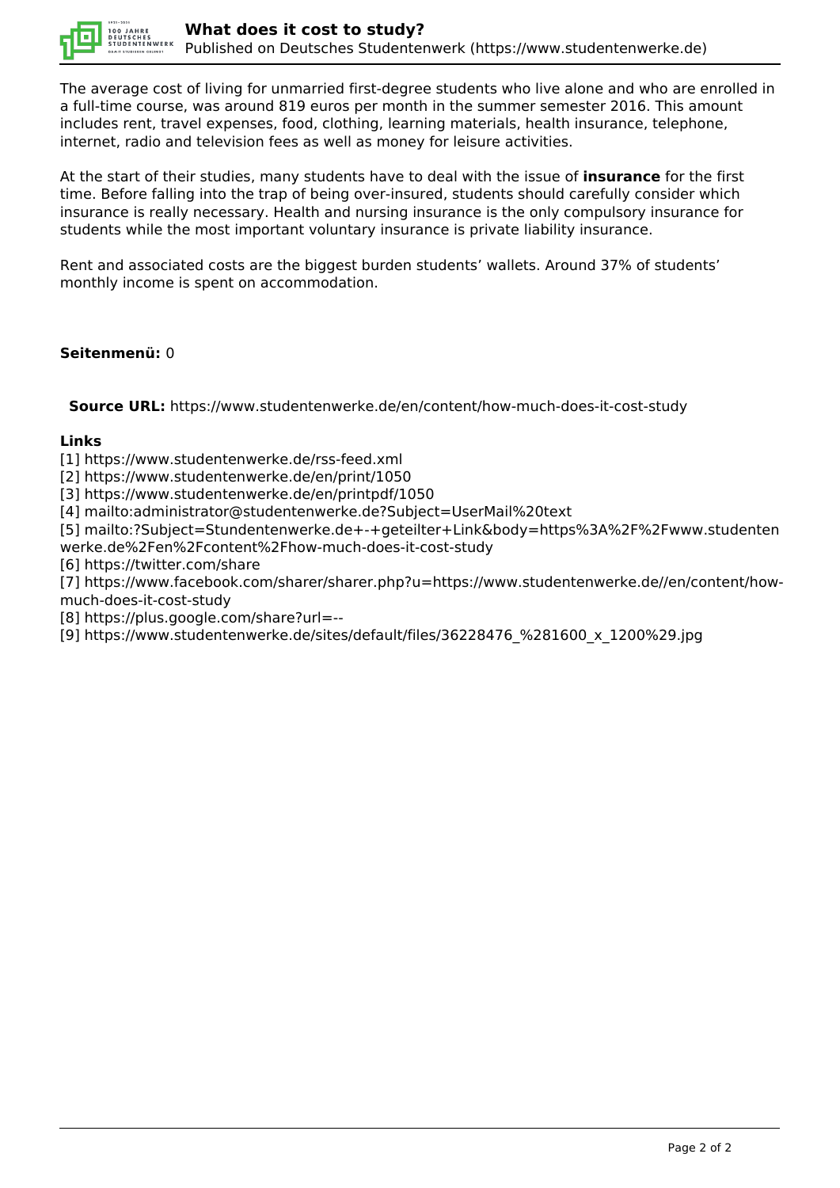The average cost of living for unmarried first-degree students who live alone and who are enrolled in a full-time course, was around 819 euros per month in the summer semester 2016. This amount includes rent, travel expenses, food, clothing, learning materials, health insurance, telephone, internet, radio and television fees as well as money for leisure activities.

At the start of their studies, many students have to deal with the issue of **insurance** for the first time. Before falling into the trap of being over-insured, students should carefully consider which insurance is really necessary. Health and nursing insurance is the only compulsory insurance for students while the most important voluntary insurance is private liability insurance.

Rent and associated costs are the biggest burden students' wallets. Around 37% of students' monthly income is spent on accommodation.

**Seitenmenü:** 0

**Source URL:** https://www.studentenwerke.de/en/content/how-much-does-it-cost-study

**Links**

[1] https://www.studentenwerke.de/rss-feed.xml
[2] https://www.studentenwerke.de/en/print/1050
[3] https://www.studentenwerke.de/en/printpdf/1050
[4] mailto:administrator@studentenwerke.de?Subject=UserMail%20text
[5] mailto:?Subject=Stundentenwerke.de+-+geteilter+Link&body=https%3A%2F%2Fwww.studentenwerke.de%2Fen%2Fcontent%2Fhow-much-does-it-cost-study
[6] https://twitter.com/share
[7] https://www.facebook.com/sharer/sharer.php?u=https://www.studentenwerke.de//en/content/how-much-does-it-cost-study
[8] https://plus.google.com/share?url=--
[9] https://www.studentenwerke.de/sites/default/files/36228476_%281600_x_1200%29.jpg